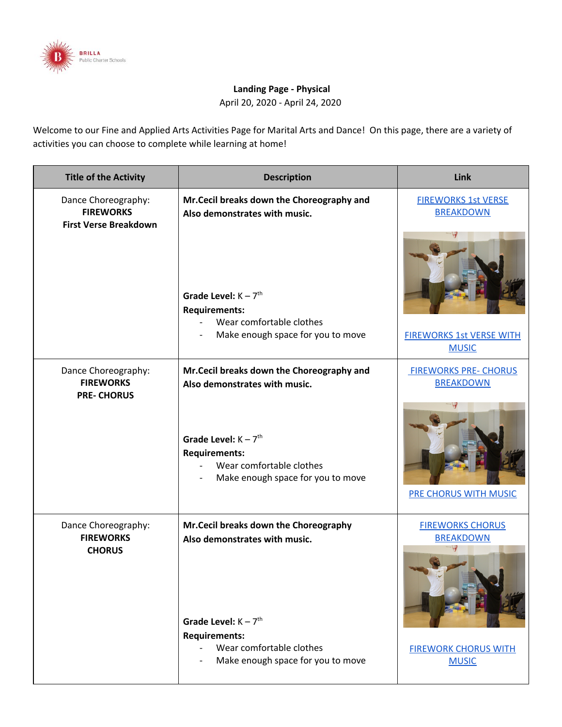**Landing Page - Physical**

April 20, 2020 - April 24, 2020

Welcome to our Fine and Applied Arts Activities Page for Marital Arts and Dance! On this page, there are a variety of activities you can choose to complete while learning at home!

| Title of the Activity | Description | Link |
|---|---|---|
| Dance Choreography: **FIREWORKS** **First Verse Breakdown** | **Mr.Cecil breaks down the Choreography and Also demonstrates with music.** <br><br> **Grade Level:** K – 7th <br> **Requirements:** <br> - Wear comfortable clothes <br> - Make enough space for you to move | FIREWORKS 1st VERSE BREAKDOWN <br><br> FIREWORKS 1st VERSE WITH MUSIC |
| Dance Choreography: **FIREWORKS** **PRE- CHORUS** | **Mr.Cecil breaks down the Choreography and Also demonstrates with music.** <br><br> **Grade Level:** K – 7th <br> **Requirements:** <br> - Wear comfortable clothes <br> - Make enough space for you to move | FIREWORKS PRE- CHORUS BREAKDOWN <br><br> PRE CHORUS WITH MUSIC |
| Dance Choreography: **FIREWORKS** **CHORUS** | **Mr.Cecil breaks down the Choreography Also demonstrates with music.** <br><br> **Grade Level:** K – 7th <br> **Requirements:** <br> - Wear comfortable clothes <br> - Make enough space for you to move | FIREWORKS CHORUS BREAKDOWN <br><br> FIREWORK CHORUS WITH MUSIC |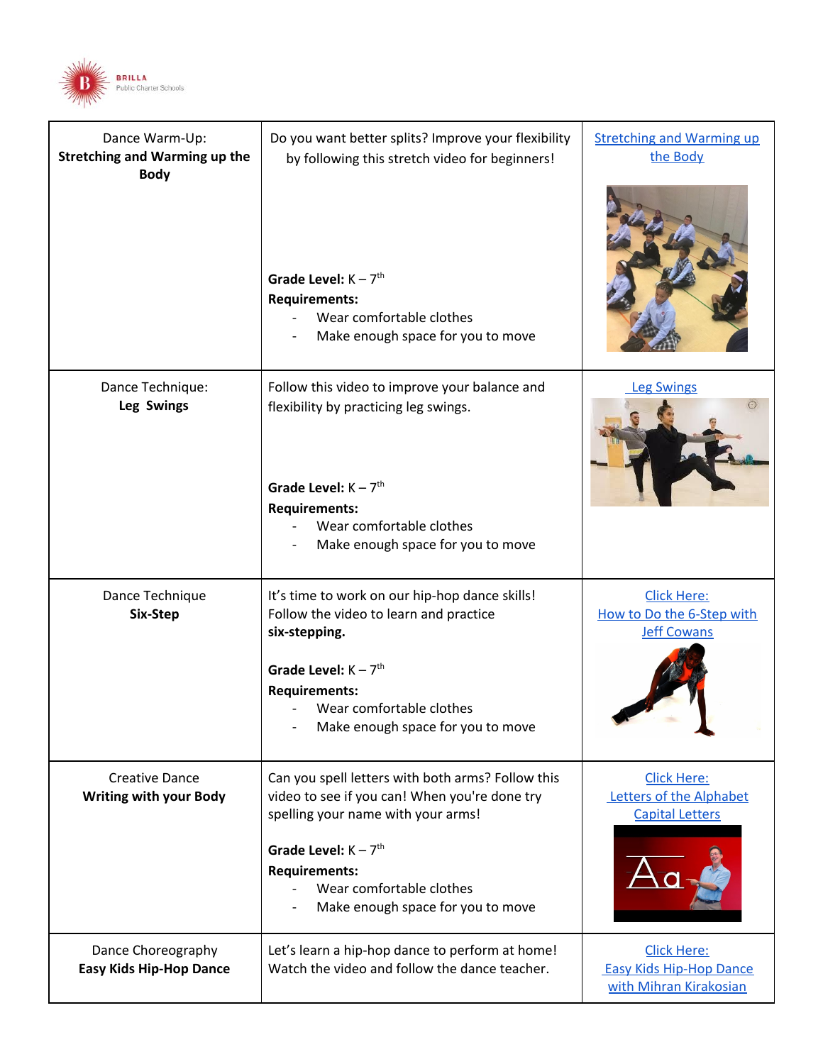| Dance Warm-Up: **Stretching and Warming up the Body** | Do you want better splits? Improve your flexibility by following this stretch video for beginners!<br><br>**Grade Level:** K – 7th<br>**Requirements:**<br>- Wear comfortable clothes<br>- Make enough space for you to move | Stretching and Warming up the Body |
|---|---|---|
| Dance Technique: **Leg Swings** | Follow this video to improve your balance and flexibility by practicing leg swings.<br><br>**Grade Level:** K – 7th<br>**Requirements:**<br>- Wear comfortable clothes<br>- Make enough space for you to move | Leg Swings |
| Dance Technique **Six-Step** | It's time to work on our hip-hop dance skills! Follow the video to learn and practice **six-stepping.**<br><br>**Grade Level:** K – 7th<br>**Requirements:**<br>- Wear comfortable clothes<br>- Make enough space for you to move | Click Here: How to Do the 6-Step with Jeff Cowans |
| Creative Dance **Writing with your Body** | Can you spell letters with both arms? Follow this video to see if you can! When you're done try spelling your name with your arms!<br><br>**Grade Level:** K – 7th<br>**Requirements:**<br>- Wear comfortable clothes<br>- Make enough space for you to move | Click Here: Letters of the Alphabet Capital Letters |
| Dance Choreography **Easy Kids Hip-Hop Dance** | Let's learn a hip-hop dance to perform at home! Watch the video and follow the dance teacher. | Click Here: Easy Kids Hip-Hop Dance with Mihran Kirakosian |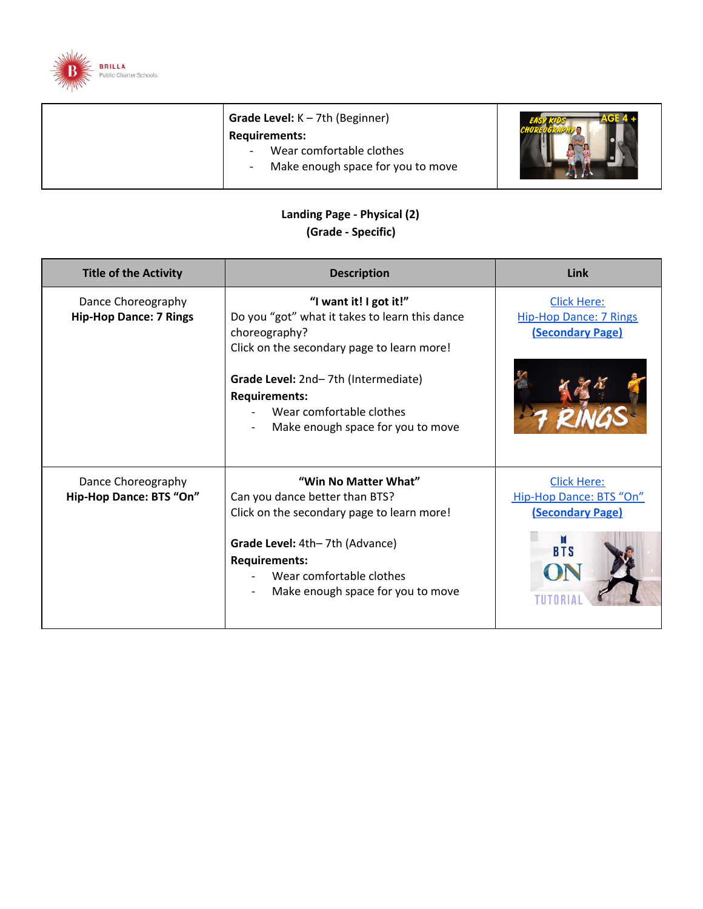| | | |
|---|---|---|
| | **Grade Level:** K – 7th (Beginner)<br>**Requirements:**<br>- Wear comfortable clothes<br>- Make enough space for you to move | |

**Landing Page - Physical (2)**
**(Grade - Specific)**

| Title of the Activity | Description | Link |
|---|---|---|
| Dance Choreography<br>**Hip-Hop Dance: 7 Rings** | **"I want it! I got it!"**<br>Do you "got" what it takes to learn this dance choreography?<br>Click on the secondary page to learn more!<br><br>**Grade Level:** 2nd– 7th (Intermediate)<br>**Requirements:**<br>- Wear comfortable clothes<br>- Make enough space for you to move | Click Here:<br>Hip-Hop Dance: 7 Rings<br>**(Secondary Page)** |
| Dance Choreography<br>**Hip-Hop Dance: BTS "On"** | **"Win No Matter What"**<br>Can you dance better than BTS?<br>Click on the secondary page to learn more!<br><br>**Grade Level:** 4th– 7th (Advance)<br>**Requirements:**<br>- Wear comfortable clothes<br>- Make enough space for you to move | Click Here:<br>Hip-Hop Dance: BTS "On"<br>**(Secondary Page)** |